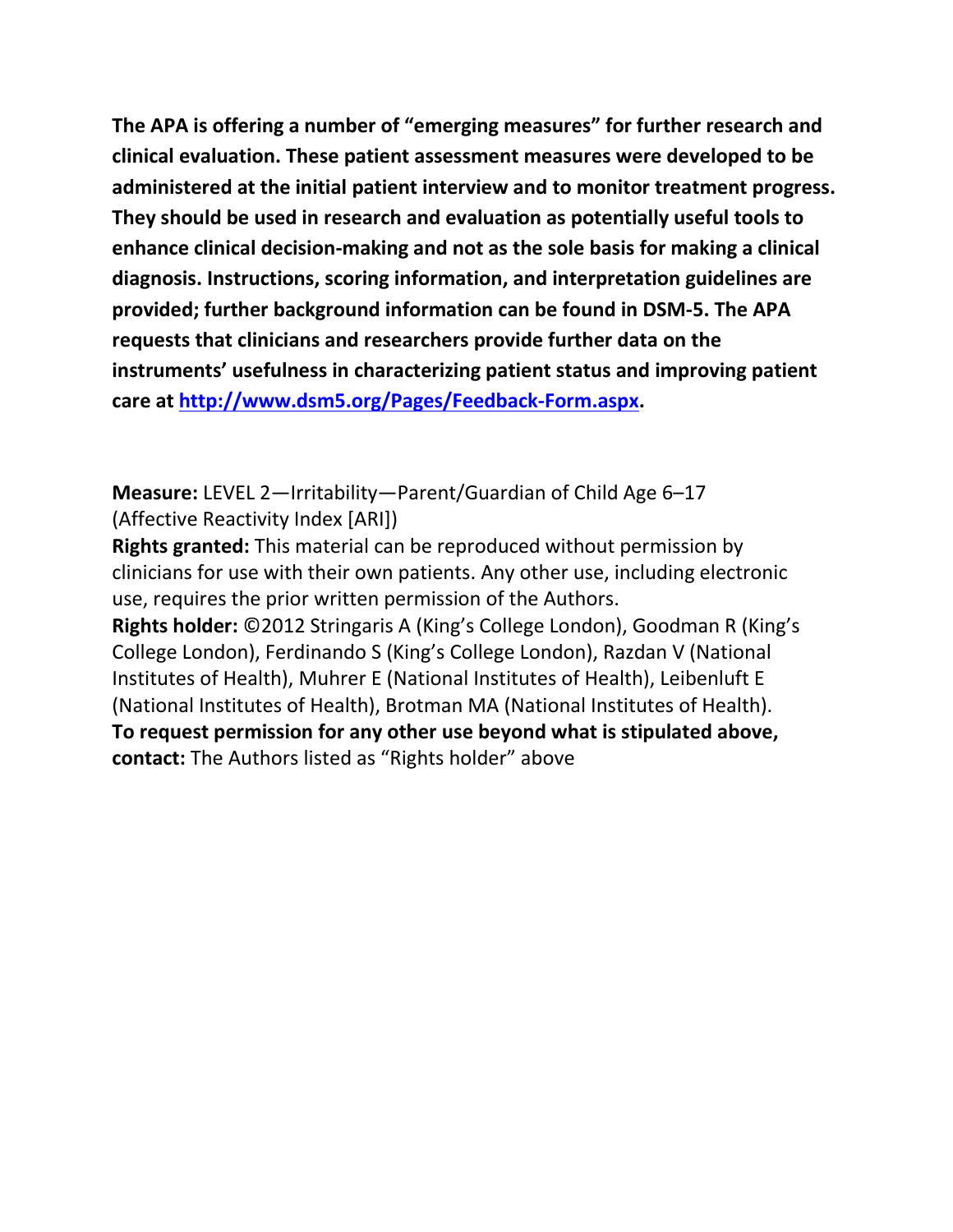**The APA is offering a number of "emerging measures" for further research and clinical evaluation. These patient assessment measures were developed to be administered at the initial patient interview and to monitor treatment progress. They should be used in research and evaluation as potentially useful tools to enhance clinical decision-making and not as the sole basis for making a clinical diagnosis. Instructions, scoring information, and interpretation guidelines are provided; further background information can be found in DSM-5. The APA requests that clinicians and researchers provide further data on the instruments' usefulness in characterizing patient status and improving patient care at [http://www.dsm5.org/Pages/Feedback-Form.aspx](http://www.dsm5.org/Pages/Feedback-Form.aspx).**

**Measure:** LEVEL 2—Irritability—Parent/Guardian of Child Age 6–17 (Affective Reactivity Index [ARI])

**Rights granted:** This material can be reproduced without permission by clinicians for use with their own patients. Any other use, including electronic use, requires the prior written permission of the Authors.

**Rights holder:** ©2012 Stringaris A (King's College London), Goodman R (King's College London), Ferdinando S (King's College London), Razdan V (National Institutes of Health), Muhrer E (National Institutes of Health), Leibenluft E (National Institutes of Health), Brotman MA (National Institutes of Health).

**To request permission for any other use beyond what is stipulated above, contact:** The Authors listed as "Rights holder" above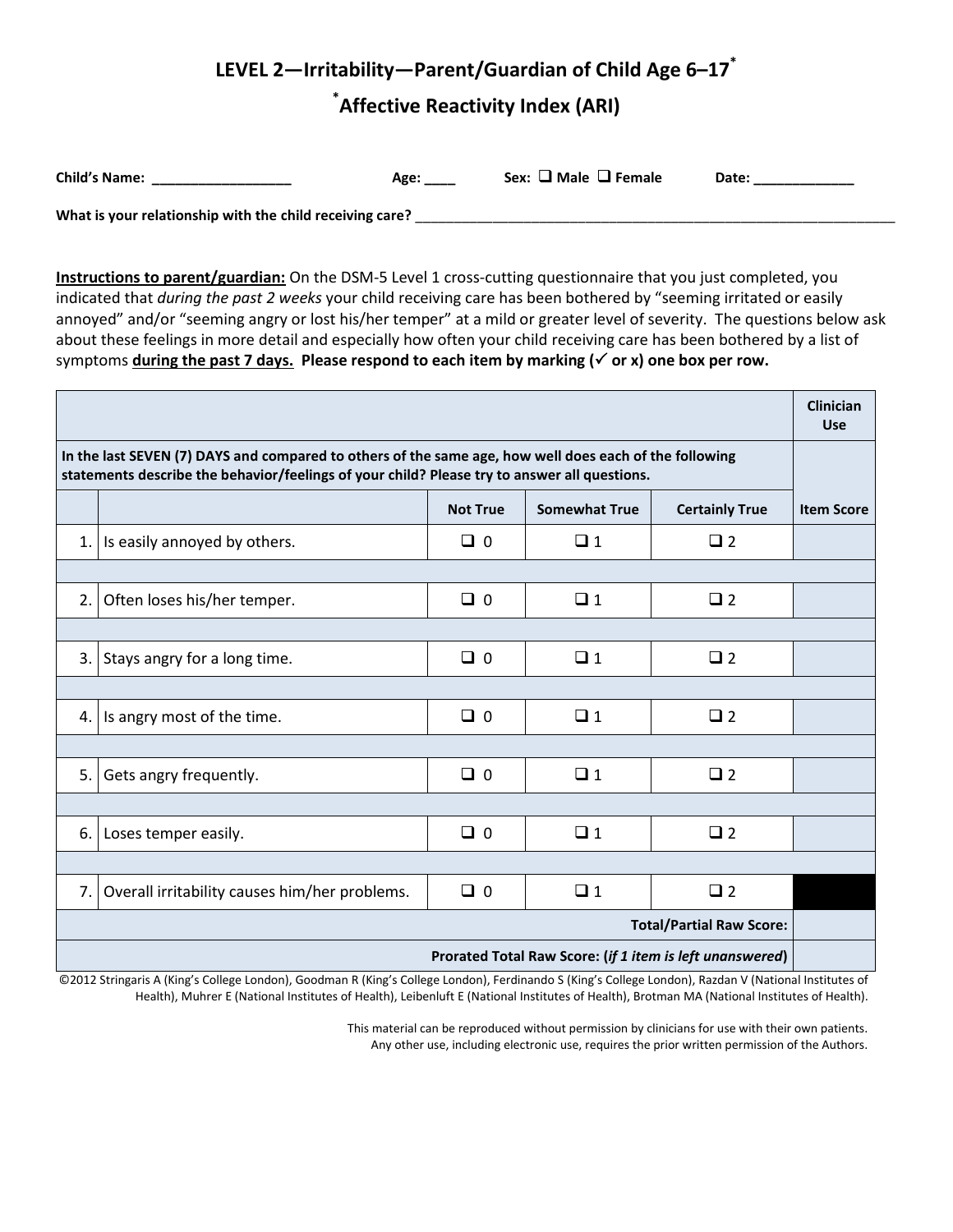# LEVEL 2—Irritability—Parent/Guardian of Child Age 6–17*

## *Affective Reactivity Index (ARI)

**Child's Name:** ___________________ **Age:** ____ **Sex:** ❑ Male ❑ Female **Date:** _____________

**What is your relationship with the child receiving care?** ___________________________________________________________________

**Instructions to parent/guardian:** On the DSM-5 Level 1 cross-cutting questionnaire that you just completed, you indicated that *during the past 2 weeks* your child receiving care has been bothered by "seeming irritated or easily annoyed" and/or "seeming angry or lost his/her temper" at a mild or greater level of severity. The questions below ask about these feelings in more detail and especially how often your child receiving care has been bothered by a list of symptoms **during the past 7 days. Please respond to each item by marking (✓ or x) one box per row.**

| | | | | | **Clinician Use** |
|---|---|---|---|---|---|
| **In the last SEVEN (7) DAYS and compared to others of the same age, how well does each of the following statements describe the behavior/feelings of your child? Please try to answer all questions.** | | | | | |
| | | **Not True** | **Somewhat True** | **Certainly True** | **Item Score** |
| 1. | Is easily annoyed by others. | ❑ 0 | ❑ 1 | ❑ 2 | |
| 2. | Often loses his/her temper. | ❑ 0 | ❑ 1 | ❑ 2 | |
| 3. | Stays angry for a long time. | ❑ 0 | ❑ 1 | ❑ 2 | |
| 4. | Is angry most of the time. | ❑ 0 | ❑ 1 | ❑ 2 | |
| 5. | Gets angry frequently. | ❑ 0 | ❑ 1 | ❑ 2 | |
| 6. | Loses temper easily. | ❑ 0 | ❑ 1 | ❑ 2 | |
| 7. | Overall irritability causes him/her problems. | ❑ 0 | ❑ 1 | ❑ 2 | |
| | | | | **Total/Partial Raw Score:** | |
| | | | | **Prorated Total Raw Score: (*if 1 item is left unanswered*)** | |

©2012 Stringaris A (King's College London), Goodman R (King's College London), Ferdinando S (King's College London), Razdan V (National Institutes of Health), Muhrer E (National Institutes of Health), Leibenluft E (National Institutes of Health), Brotman MA (National Institutes of Health).

This material can be reproduced without permission by clinicians for use with their own patients. Any other use, including electronic use, requires the prior written permission of the Authors.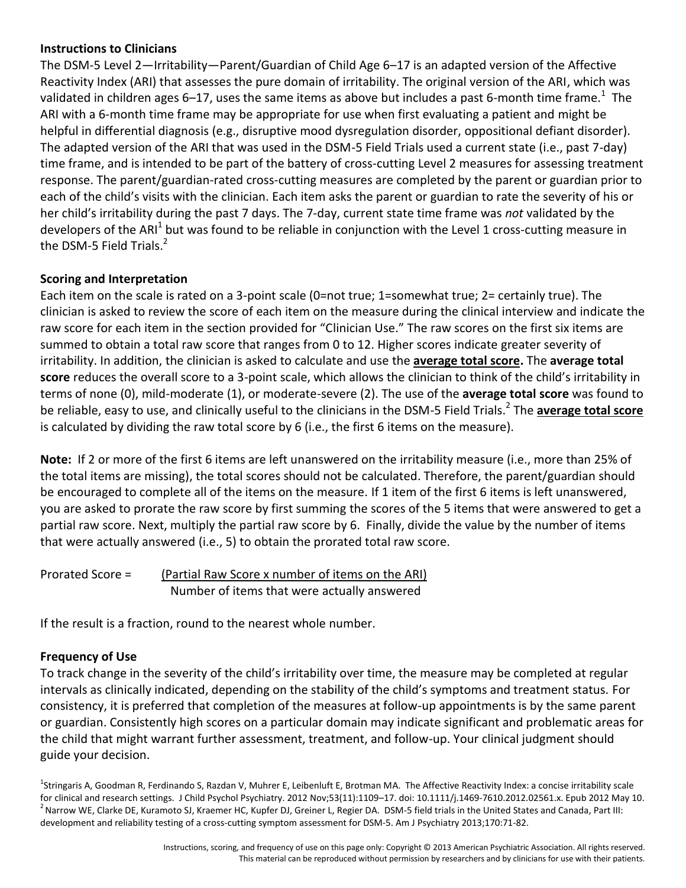**Instructions to Clinicians**

The DSM-5 Level 2—Irritability—Parent/Guardian of Child Age 6–17 is an adapted version of the Affective Reactivity Index (ARI) that assesses the pure domain of irritability. The original version of the ARI, which was validated in children ages 6–17, uses the same items as above but includes a past 6-month time frame.[1] The ARI with a 6-month time frame may be appropriate for use when first evaluating a patient and might be helpful in differential diagnosis (e.g., disruptive mood dysregulation disorder, oppositional defiant disorder). The adapted version of the ARI that was used in the DSM-5 Field Trials used a current state (i.e., past 7-day) time frame, and is intended to be part of the battery of cross-cutting Level 2 measures for assessing treatment response. The parent/guardian-rated cross-cutting measures are completed by the parent or guardian prior to each of the child's visits with the clinician. Each item asks the parent or guardian to rate the severity of his or her child's irritability during the past 7 days. The 7-day, current state time frame was *not* validated by the developers of the ARI[1] but was found to be reliable in conjunction with the Level 1 cross-cutting measure in the DSM-5 Field Trials.[2]

**Scoring and Interpretation**

Each item on the scale is rated on a 3-point scale (0=not true; 1=somewhat true; 2= certainly true). The clinician is asked to review the score of each item on the measure during the clinical interview and indicate the raw score for each item in the section provided for "Clinician Use." The raw scores on the first six items are summed to obtain a total raw score that ranges from 0 to 12. Higher scores indicate greater severity of irritability. In addition, the clinician is asked to calculate and use the **average total score.** The **average total score** reduces the overall score to a 3-point scale, which allows the clinician to think of the child's irritability in terms of none (0), mild-moderate (1), or moderate-severe (2). The use of the **average total score** was found to be reliable, easy to use, and clinically useful to the clinicians in the DSM-5 Field Trials.[2] The **average total score** is calculated by dividing the raw total score by 6 (i.e., the first 6 items on the measure).

**Note:** If 2 or more of the first 6 items are left unanswered on the irritability measure (i.e., more than 25% of the total items are missing), the total scores should not be calculated. Therefore, the parent/guardian should be encouraged to complete all of the items on the measure. If 1 item of the first 6 items is left unanswered, you are asked to prorate the raw score by first summing the scores of the 5 items that were answered to get a partial raw score. Next, multiply the partial raw score by 6. Finally, divide the value by the number of items that were actually answered (i.e., 5) to obtain the prorated total raw score.

$$\text{Prorated Score} = \frac{\text{(Partial Raw Score x number of items on the ARI)}}{\text{Number of items that were actually answered}}$$

If the result is a fraction, round to the nearest whole number.

**Frequency of Use**

To track change in the severity of the child's irritability over time, the measure may be completed at regular intervals as clinically indicated, depending on the stability of the child's symptoms and treatment status. For consistency, it is preferred that completion of the measures at follow-up appointments is by the same parent or guardian. Consistently high scores on a particular domain may indicate significant and problematic areas for the child that might warrant further assessment, treatment, and follow-up. Your clinical judgment should guide your decision.

[1]Stringaris A, Goodman R, Ferdinando S, Razdan V, Muhrer E, Leibenluft E, Brotman MA. The Affective Reactivity Index: a concise irritability scale for clinical and research settings. J Child Psychol Psychiatry. 2012 Nov;53(11):1109–17. doi: 10.1111/j.1469-7610.2012.02561.x. Epub 2012 May 10.
[2]Narrow WE, Clarke DE, Kuramoto SJ, Kraemer HC, Kupfer DJ, Greiner L, Regier DA. DSM-5 field trials in the United States and Canada, Part III: development and reliability testing of a cross-cutting symptom assessment for DSM-5. Am J Psychiatry 2013;170:71-82.

Instructions, scoring, and frequency of use on this page only: Copyright © 2013 American Psychiatric Association. All rights reserved. This material can be reproduced without permission by researchers and by clinicians for use with their patients.